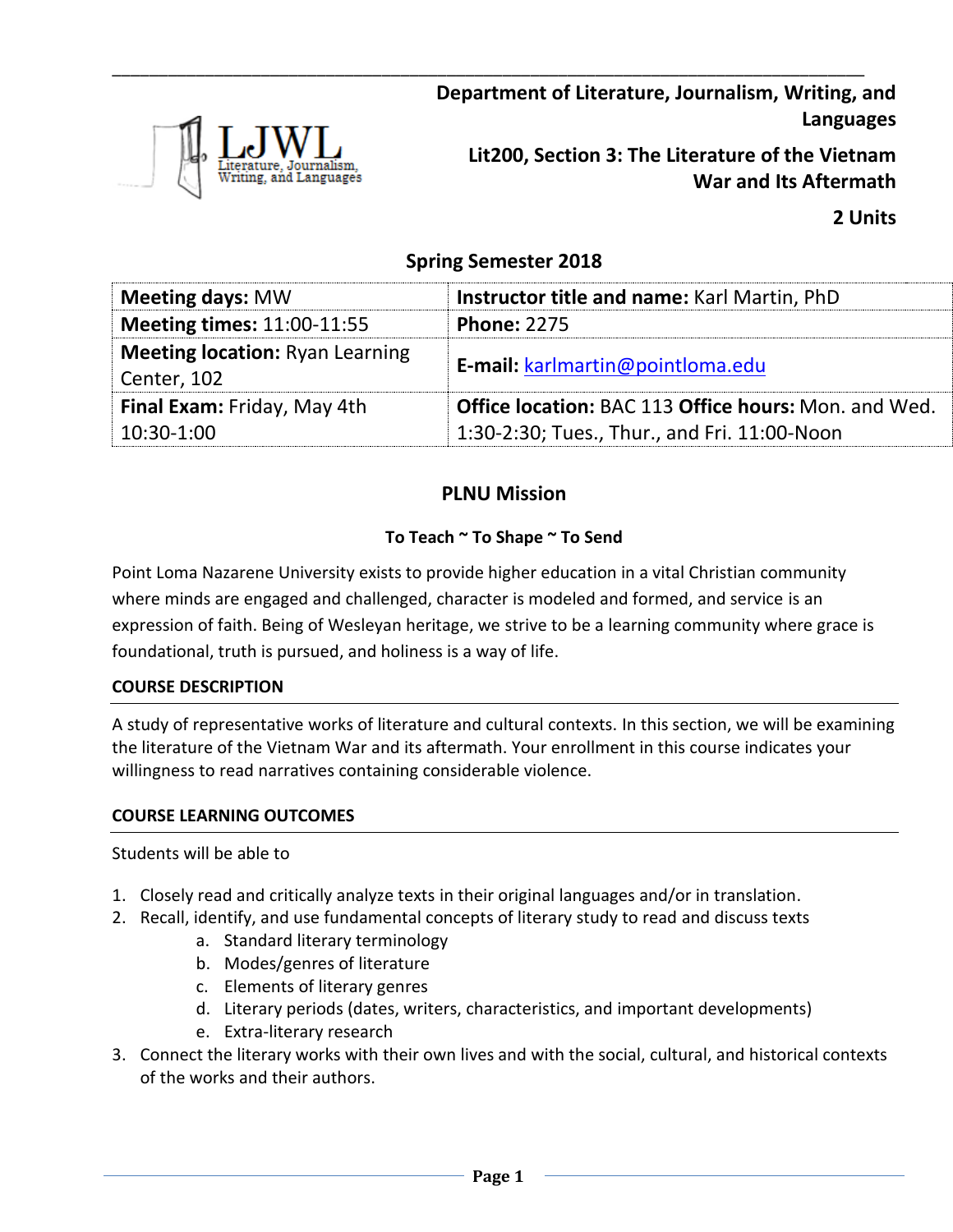**Department of Literature, Journalism, Writing, and Languages**

**Lit200, Section 3: The Literature of the Vietnam War and Its Aftermath**

**2 Units**

## Spring Semester 2018

| **Meeting days:** MW | **Instructor title and name:** Karl Martin, PhD |
|---|---|
| **Meeting times:** 11:00-11:55 | **Phone:** 2275 |
| **Meeting location:** Ryan Learning Center, 102 | **E-mail:** karlmartin@pointloma.edu |
| **Final Exam:** Friday, May 4th 10:30-1:00 | **Office location:** BAC 113 **Office hours:** Mon. and Wed. 1:30-2:30; Tues., Thur., and Fri. 11:00-Noon |

## PLNU Mission

**To Teach ~ To Shape ~ To Send**

Point Loma Nazarene University exists to provide higher education in a vital Christian community where minds are engaged and challenged, character is modeled and formed, and service is an expression of faith. Being of Wesleyan heritage, we strive to be a learning community where grace is foundational, truth is pursued, and holiness is a way of life.

### COURSE DESCRIPTION

A study of representative works of literature and cultural contexts. In this section, we will be examining the literature of the Vietnam War and its aftermath. Your enrollment in this course indicates your willingness to read narratives containing considerable violence.

### COURSE LEARNING OUTCOMES

Students will be able to

1. Closely read and critically analyze texts in their original languages and/or in translation.
2. Recall, identify, and use fundamental concepts of literary study to read and discuss texts
    a. Standard literary terminology
    b. Modes/genres of literature
    c. Elements of literary genres
    d. Literary periods (dates, writers, characteristics, and important developments)
    e. Extra-literary research
3. Connect the literary works with their own lives and with the social, cultural, and historical contexts of the works and their authors.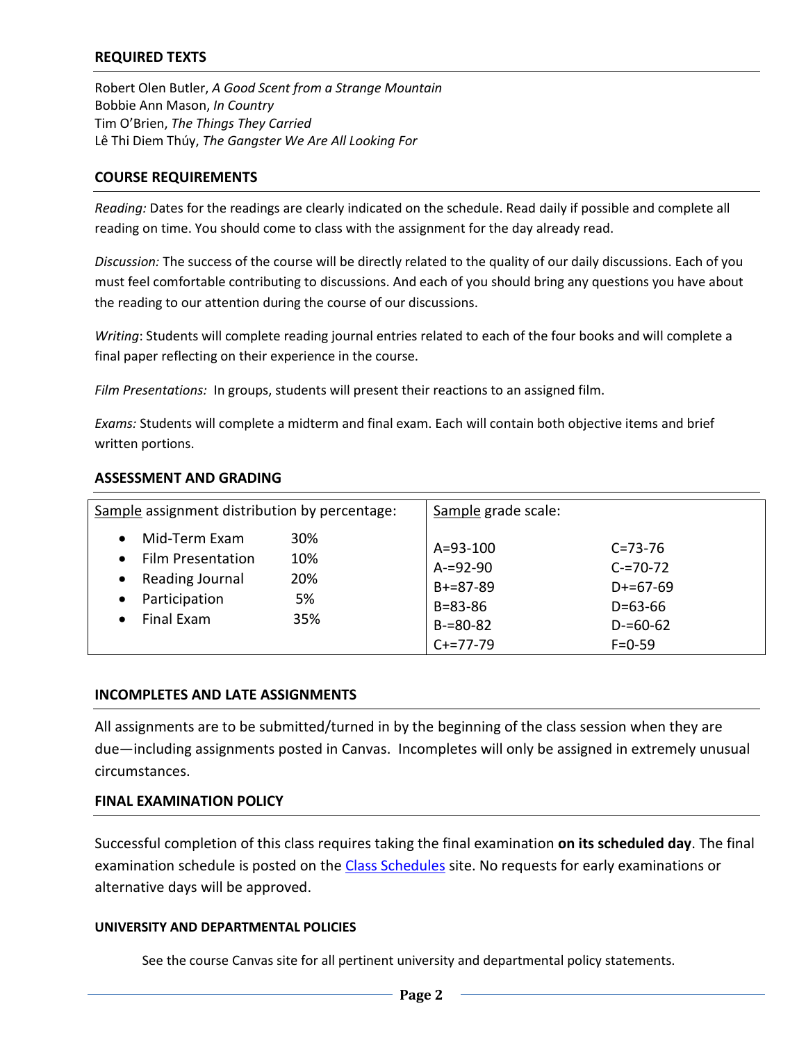## REQUIRED TEXTS

Robert Olen Butler, *A Good Scent from a Strange Mountain*
Bobbie Ann Mason, *In Country*
Tim O'Brien, *The Things They Carried*
Lê Thi Diem Thúy, *The Gangster We Are All Looking For*

## COURSE REQUIREMENTS

*Reading:* Dates for the readings are clearly indicated on the schedule. Read daily if possible and complete all reading on time. You should come to class with the assignment for the day already read.

*Discussion:* The success of the course will be directly related to the quality of our daily discussions. Each of you must feel comfortable contributing to discussions. And each of you should bring any questions you have about the reading to our attention during the course of our discussions.

*Writing*: Students will complete reading journal entries related to each of the four books and will complete a final paper reflecting on their experience in the course.

*Film Presentations:* In groups, students will present their reactions to an assigned film.

*Exams:* Students will complete a midterm and final exam. Each will contain both objective items and brief written portions.

## ASSESSMENT AND GRADING

| Sample assignment distribution by percentage: | | Sample grade scale: | |
|---|---|---|---|
| • Mid-Term Exam | 30% | A=93-100 | C=73-76 |
| • Film Presentation | 10% | A-=92-90 | C-=70-72 |
| • Reading Journal | 20% | B+=87-89 | D+=67-69 |
| • Participation | 5% | B=83-86 | D=63-66 |
| • Final Exam | 35% | B-=80-82 | D-=60-62 |
| | | C+=77-79 | F=0-59 |

## INCOMPLETES AND LATE ASSIGNMENTS

All assignments are to be submitted/turned in by the beginning of the class session when they are due—including assignments posted in Canvas. Incompletes will only be assigned in extremely unusual circumstances.

## FINAL EXAMINATION POLICY

Successful completion of this class requires taking the final examination **on its scheduled day**. The final examination schedule is posted on the Class Schedules site. No requests for early examinations or alternative days will be approved.

### UNIVERSITY AND DEPARTMENTAL POLICIES

See the course Canvas site for all pertinent university and departmental policy statements.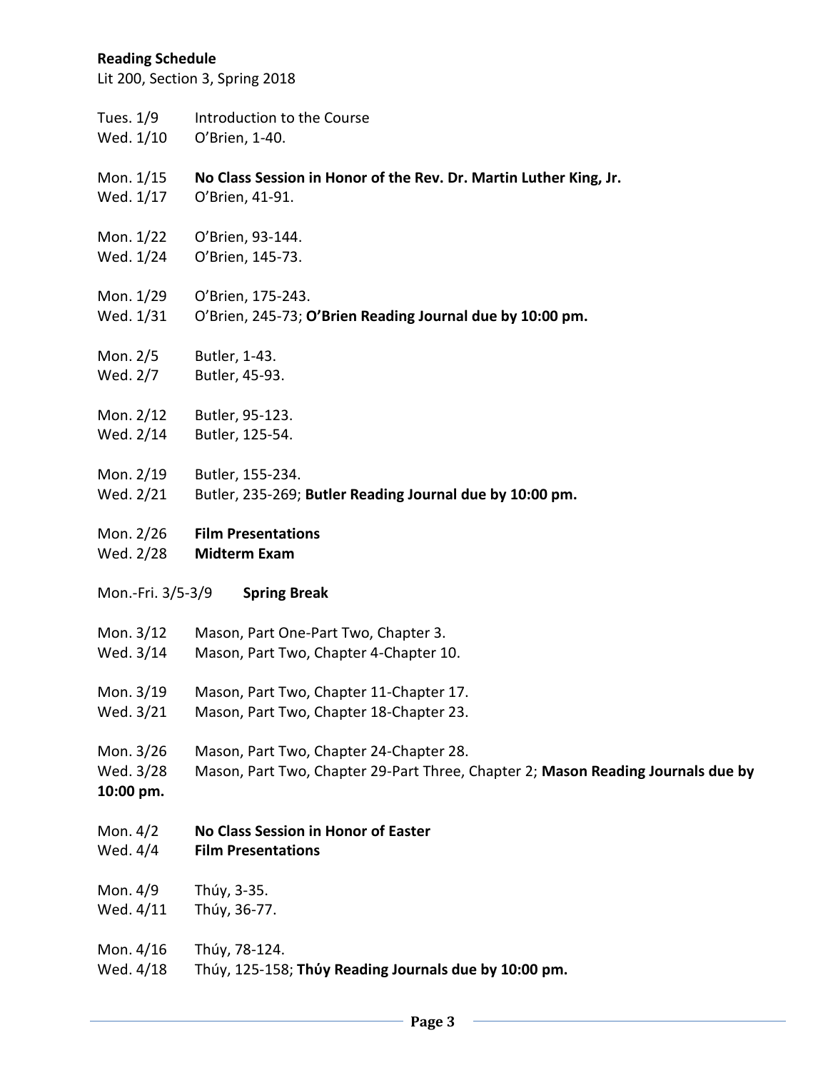**Reading Schedule**
Lit 200, Section 3, Spring 2018

Tues. 1/9 Introduction to the Course
Wed. 1/10 O'Brien, 1-40.

Mon. 1/15 **No Class Session in Honor of the Rev. Dr. Martin Luther King, Jr.**
Wed. 1/17 O'Brien, 41-91.

Mon. 1/22 O'Brien, 93-144.
Wed. 1/24 O'Brien, 145-73.

Mon. 1/29 O'Brien, 175-243.
Wed. 1/31 O'Brien, 245-73; **O'Brien Reading Journal due by 10:00 pm.**

Mon. 2/5 Butler, 1-43.
Wed. 2/7 Butler, 45-93.

Mon. 2/12 Butler, 95-123.
Wed. 2/14 Butler, 125-54.

Mon. 2/19 Butler, 155-234.
Wed. 2/21 Butler, 235-269; **Butler Reading Journal due by 10:00 pm.**

Mon. 2/26 **Film Presentations**
Wed. 2/28 **Midterm Exam**

Mon.-Fri. 3/5-3/9 **Spring Break**

Mon. 3/12 Mason, Part One-Part Two, Chapter 3.
Wed. 3/14 Mason, Part Two, Chapter 4-Chapter 10.

Mon. 3/19 Mason, Part Two, Chapter 11-Chapter 17.
Wed. 3/21 Mason, Part Two, Chapter 18-Chapter 23.

Mon. 3/26 Mason, Part Two, Chapter 24-Chapter 28.
Wed. 3/28 Mason, Part Two, Chapter 29-Part Three, Chapter 2; **Mason Reading Journals due by 10:00 pm.**

Mon. 4/2 **No Class Session in Honor of Easter**
Wed. 4/4 **Film Presentations**

Mon. 4/9 Thúy, 3-35.
Wed. 4/11 Thúy, 36-77.

Mon. 4/16 Thúy, 78-124.
Wed. 4/18 Thúy, 125-158; **Thúy Reading Journals due by 10:00 pm.**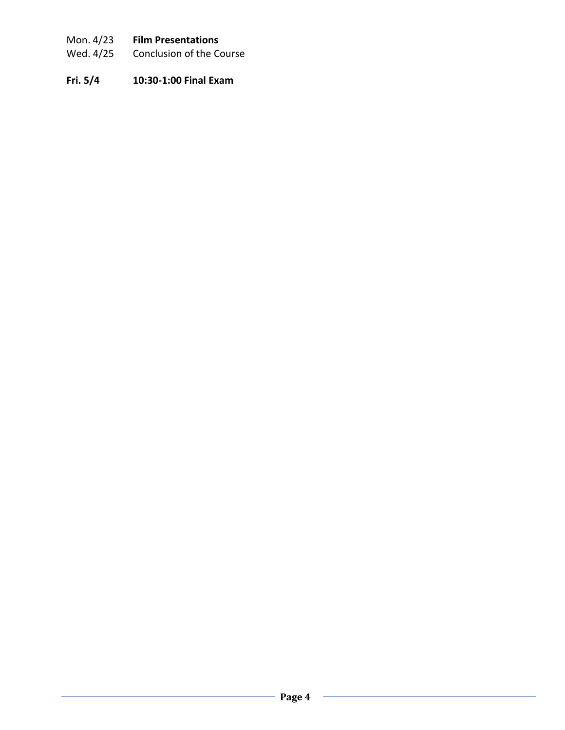Mon. 4/23 **Film Presentations**
Wed. 4/25 Conclusion of the Course

**Fri. 5/4 10:30-1:00 Final Exam**